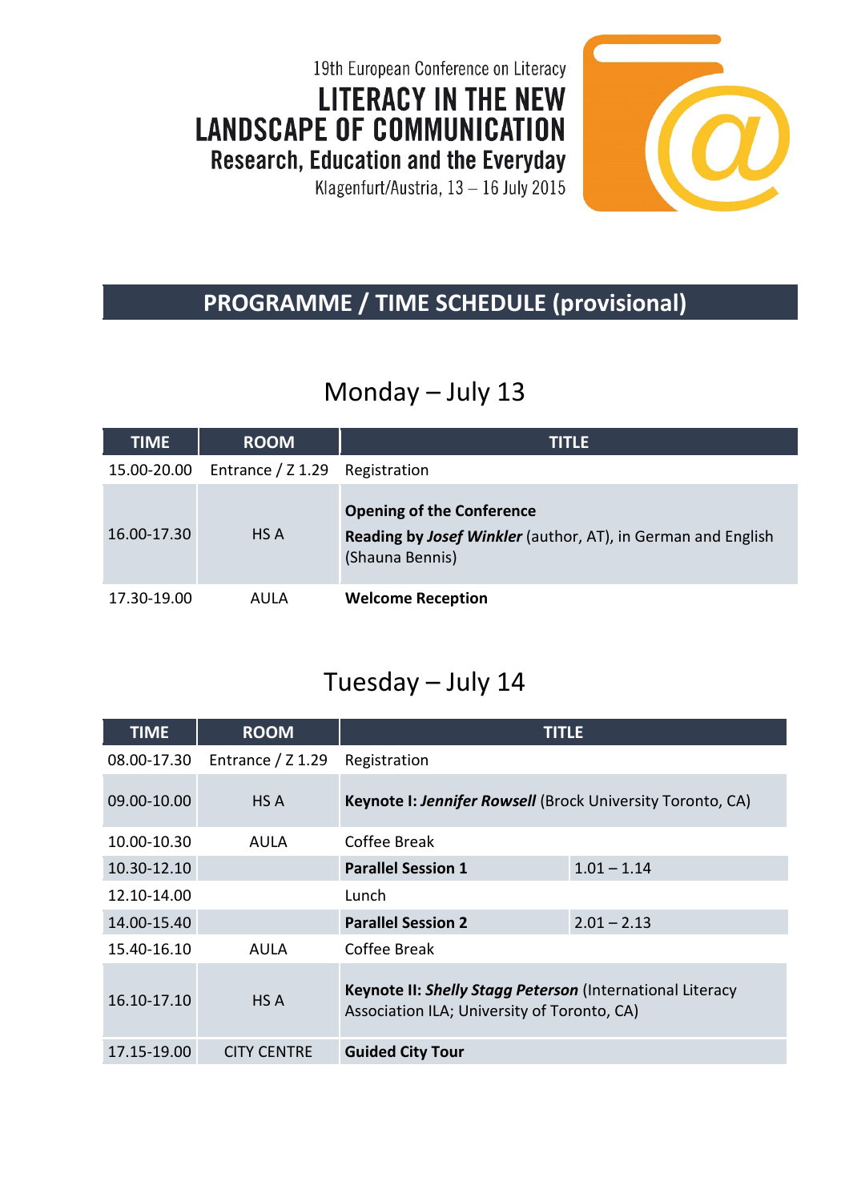19th European Conference on Literacy

# LITERACY IN THE NEW LANDSCAPE OF COMMUNICATION

## Research, Education and the Everyday

Klagenfurt/Austria, 13 – 16 July 2015

## PROGRAMME / TIME SCHEDULE (provisional)

### Monday – July 13

| TIME | ROOM | TITLE |
|---|---|---|
| 15.00-20.00 | Entrance / Z 1.29 | Registration |
| 16.00-17.30 | HS A | **Opening of the Conference**<br>**Reading by *Josef Winkler*** (author, AT), in German and English (Shauna Bennis) |
| 17.30-19.00 | AULA | **Welcome Reception** |

### Tuesday – July 14

| TIME | ROOM | TITLE | |
|---|---|---|---|
| 08.00-17.30 | Entrance / Z 1.29 | Registration | |
| 09.00-10.00 | HS A | **Keynote I: *Jennifer Rowsell*** (Brock University Toronto, CA) | |
| 10.00-10.30 | AULA | Coffee Break | |
| 10.30-12.10 | | **Parallel Session 1** | 1.01 – 1.14 |
| 12.10-14.00 | | Lunch | |
| 14.00-15.40 | | **Parallel Session 2** | 2.01 – 2.13 |
| 15.40-16.10 | AULA | Coffee Break | |
| 16.10-17.10 | HS A | **Keynote II: *Shelly Stagg Peterson*** (International Literacy Association ILA; University of Toronto, CA) | |
| 17.15-19.00 | CITY CENTRE | **Guided City Tour** | |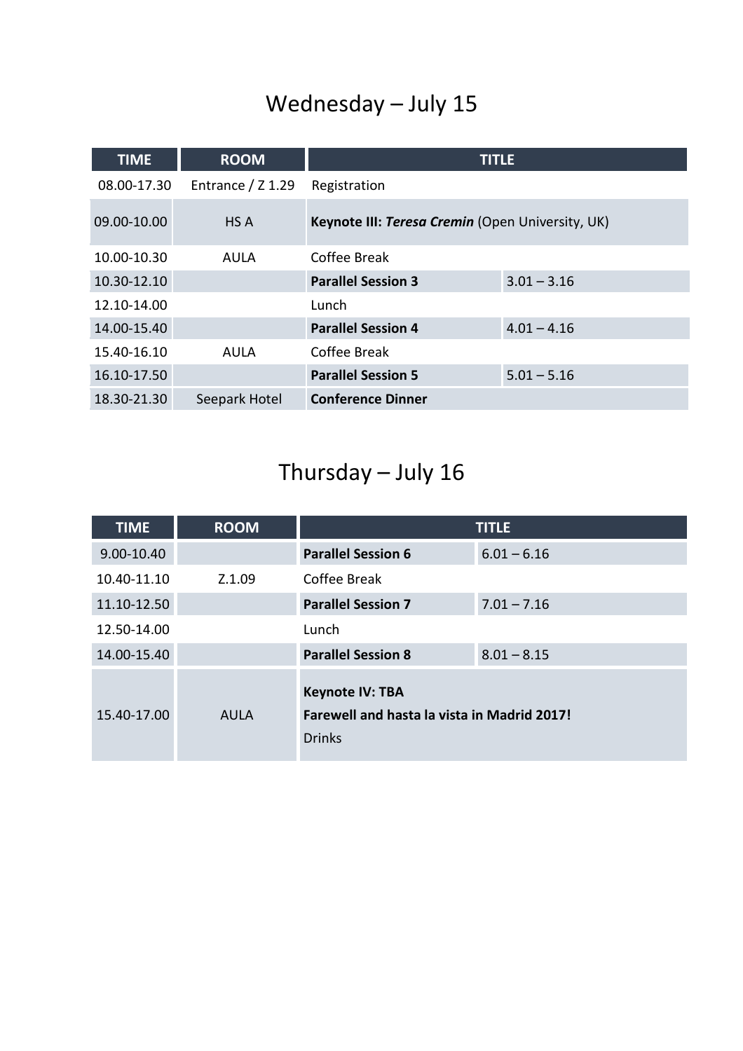# Wednesday – July 15

| TIME | ROOM | TITLE | |
|---|---|---|---|
| 08.00-17.30 | Entrance / Z 1.29 | Registration | |
| 09.00-10.00 | HS A | **Keynote III:** ***Teresa Cremin*** (Open University, UK) | |
| 10.00-10.30 | AULA | Coffee Break | |
| 10.30-12.10 | | **Parallel Session 3** | 3.01 – 3.16 |
| 12.10-14.00 | | Lunch | |
| 14.00-15.40 | | **Parallel Session 4** | 4.01 – 4.16 |
| 15.40-16.10 | AULA | Coffee Break | |
| 16.10-17.50 | | **Parallel Session 5** | 5.01 – 5.16 |
| 18.30-21.30 | Seepark Hotel | **Conference Dinner** | |

# Thursday – July 16

| TIME | ROOM | TITLE | |
|---|---|---|---|
| 9.00-10.40 | | **Parallel Session 6** | 6.01 – 6.16 |
| 10.40-11.10 | Z.1.09 | Coffee Break | |
| 11.10-12.50 | | **Parallel Session 7** | 7.01 – 7.16 |
| 12.50-14.00 | | Lunch | |
| 14.00-15.40 | | **Parallel Session 8** | 8.01 – 8.15 |
| 15.40-17.00 | AULA | **Keynote IV: TBA**<br>**Farewell and hasta la vista in Madrid 2017!**<br>Drinks | |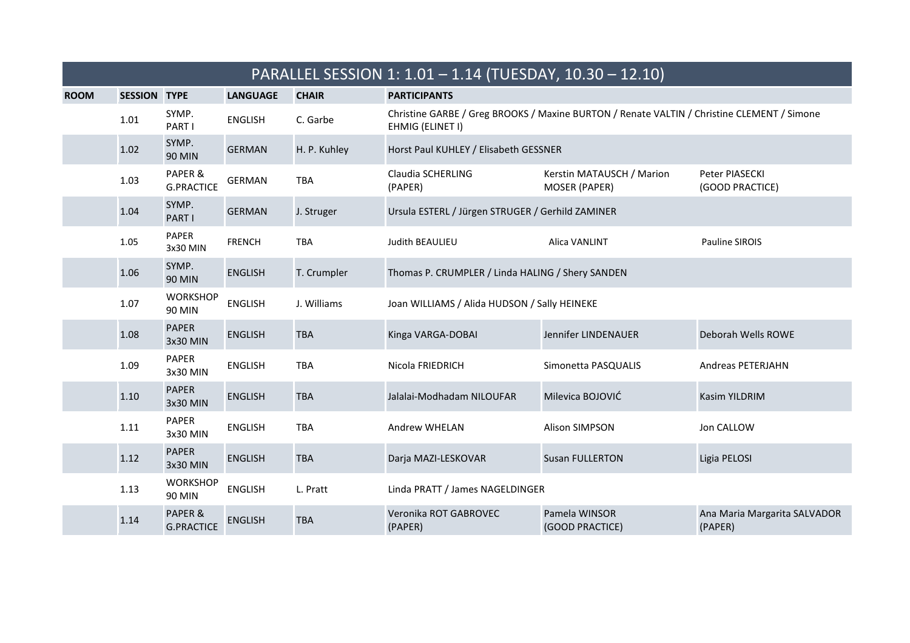| PARALLEL SESSION 1: 1.01 – 1.14 (TUESDAY, 10.30 – 12.10) | | | | | | | |
|---|---|---|---|---|---|---|---|
| **ROOM** | **SESSION** | **TYPE** | **LANGUAGE** | **CHAIR** | **PARTICIPANTS** | | |
| | 1.01 | SYMP. PART I | ENGLISH | C. Garbe | Christine GARBE / Greg BROOKS / Maxine BURTON / Renate VALTIN / Christine CLEMENT / Simone EHMIG (ELINET I) | | |
| | 1.02 | SYMP. 90 MIN | GERMAN | H. P. Kuhley | Horst Paul KUHLEY / Elisabeth GESSNER | | |
| | 1.03 | PAPER & G.PRACTICE | GERMAN | TBA | Claudia SCHERLING (PAPER) | Kerstin MATAUSCH / Marion MOSER (PAPER) | Peter PIASECKI (GOOD PRACTICE) |
| | 1.04 | SYMP. PART I | GERMAN | J. Struger | Ursula ESTERL / Jürgen STRUGER / Gerhild ZAMINER | | |
| | 1.05 | PAPER 3x30 MIN | FRENCH | TBA | Judith BEAULIEU | Alica VANLINT | Pauline SIROIS |
| | 1.06 | SYMP. 90 MIN | ENGLISH | T. Crumpler | Thomas P. CRUMPLER / Linda HALING / Shery SANDEN | | |
| | 1.07 | WORKSHOP 90 MIN | ENGLISH | J. Williams | Joan WILLIAMS / Alida HUDSON / Sally HEINEKE | | |
| | 1.08 | PAPER 3x30 MIN | ENGLISH | TBA | Kinga VARGA-DOBAI | Jennifer LINDENAUER | Deborah Wells ROWE |
| | 1.09 | PAPER 3x30 MIN | ENGLISH | TBA | Nicola FRIEDRICH | Simonetta PASQUALIS | Andreas PETERJAHN |
| | 1.10 | PAPER 3x30 MIN | ENGLISH | TBA | Jalalai-Modhadam NILOUFAR | Milevica BOJOVIĆ | Kasim YILDRIM |
| | 1.11 | PAPER 3x30 MIN | ENGLISH | TBA | Andrew WHELAN | Alison SIMPSON | Jon CALLOW |
| | 1.12 | PAPER 3x30 MIN | ENGLISH | TBA | Darja MAZI-LESKOVAR | Susan FULLERTON | Ligia PELOSI |
| | 1.13 | WORKSHOP 90 MIN | ENGLISH | L. Pratt | Linda PRATT / James NAGELDINGER | | |
| | 1.14 | PAPER & G.PRACTICE | ENGLISH | TBA | Veronika ROT GABROVEC (PAPER) | Pamela WINSOR (GOOD PRACTICE) | Ana Maria Margarita SALVADOR (PAPER) |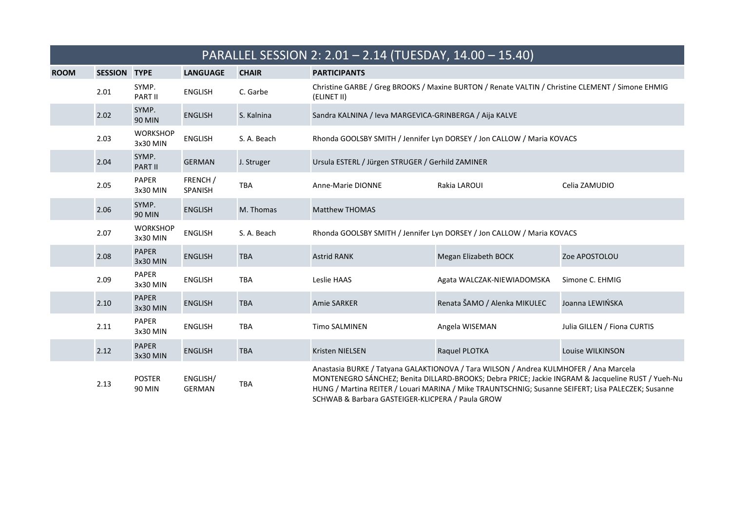| PARALLEL SESSION 2: 2.01 – 2.14 (TUESDAY, 14.00 – 15.40) | | | | | | | |
|---|---|---|---|---|---|---|---|
| **ROOM** | **SESSION** | **TYPE** | **LANGUAGE** | **CHAIR** | **PARTICIPANTS** | | |
| | 2.01 | SYMP. PART II | ENGLISH | C. Garbe | Christine GARBE / Greg BROOKS / Maxine BURTON / Renate VALTIN / Christine CLEMENT / Simone EHMIG (ELINET II) | | |
| | 2.02 | SYMP. 90 MIN | ENGLISH | S. Kalnina | Sandra KALNINA / Ieva MARGEVICA-GRINBERGA / Aija KALVE | | |
| | 2.03 | WORKSHOP 3x30 MIN | ENGLISH | S. A. Beach | Rhonda GOOLSBY SMITH / Jennifer Lyn DORSEY / Jon CALLOW / Maria KOVACS | | |
| | 2.04 | SYMP. PART II | GERMAN | J. Struger | Ursula ESTERL / Jürgen STRUGER / Gerhild ZAMINER | | |
| | 2.05 | PAPER 3x30 MIN | FRENCH / SPANISH | TBA | Anne-Marie DIONNE | Rakia LAROUI | Celia ZAMUDIO |
| | 2.06 | SYMP. 90 MIN | ENGLISH | M. Thomas | Matthew THOMAS | | |
| | 2.07 | WORKSHOP 3x30 MIN | ENGLISH | S. A. Beach | Rhonda GOOLSBY SMITH / Jennifer Lyn DORSEY / Jon CALLOW / Maria KOVACS | | |
| | 2.08 | PAPER 3x30 MIN | ENGLISH | TBA | Astrid RANK | Megan Elizabeth BOCK | Zoe APOSTOLOU |
| | 2.09 | PAPER 3x30 MIN | ENGLISH | TBA | Leslie HAAS | Agata WALCZAK-NIEWIADOMSKA | Simone C. EHMIG |
| | 2.10 | PAPER 3x30 MIN | ENGLISH | TBA | Amie SARKER | Renata ŠAMO / Alenka MIKULEC | Joanna LEWIŃSKA |
| | 2.11 | PAPER 3x30 MIN | ENGLISH | TBA | Timo SALMINEN | Angela WISEMAN | Julia GILLEN / Fiona CURTIS |
| | 2.12 | PAPER 3x30 MIN | ENGLISH | TBA | Kristen NIELSEN | Raquel PLOTKA | Louise WILKINSON |
| | 2.13 | POSTER 90 MIN | ENGLISH/ GERMAN | TBA | Anastasia BURKE / Tatyana GALAKTIONOVA / Tara WILSON / Andrea KULMHOFER / Ana Marcela MONTENEGRO SÁNCHEZ; Benita DILLARD-BROOKS; Debra PRICE; Jackie INGRAM & Jacqueline RUST / Yueh-Nu HUNG / Martina REITER / Louari MARINA / Mike TRAUNTSCHNIG; Susanne SEIFERT; Lisa PALECZEK; Susanne SCHWAB & Barbara GASTEIGER-KLICPERA / Paula GROW | | |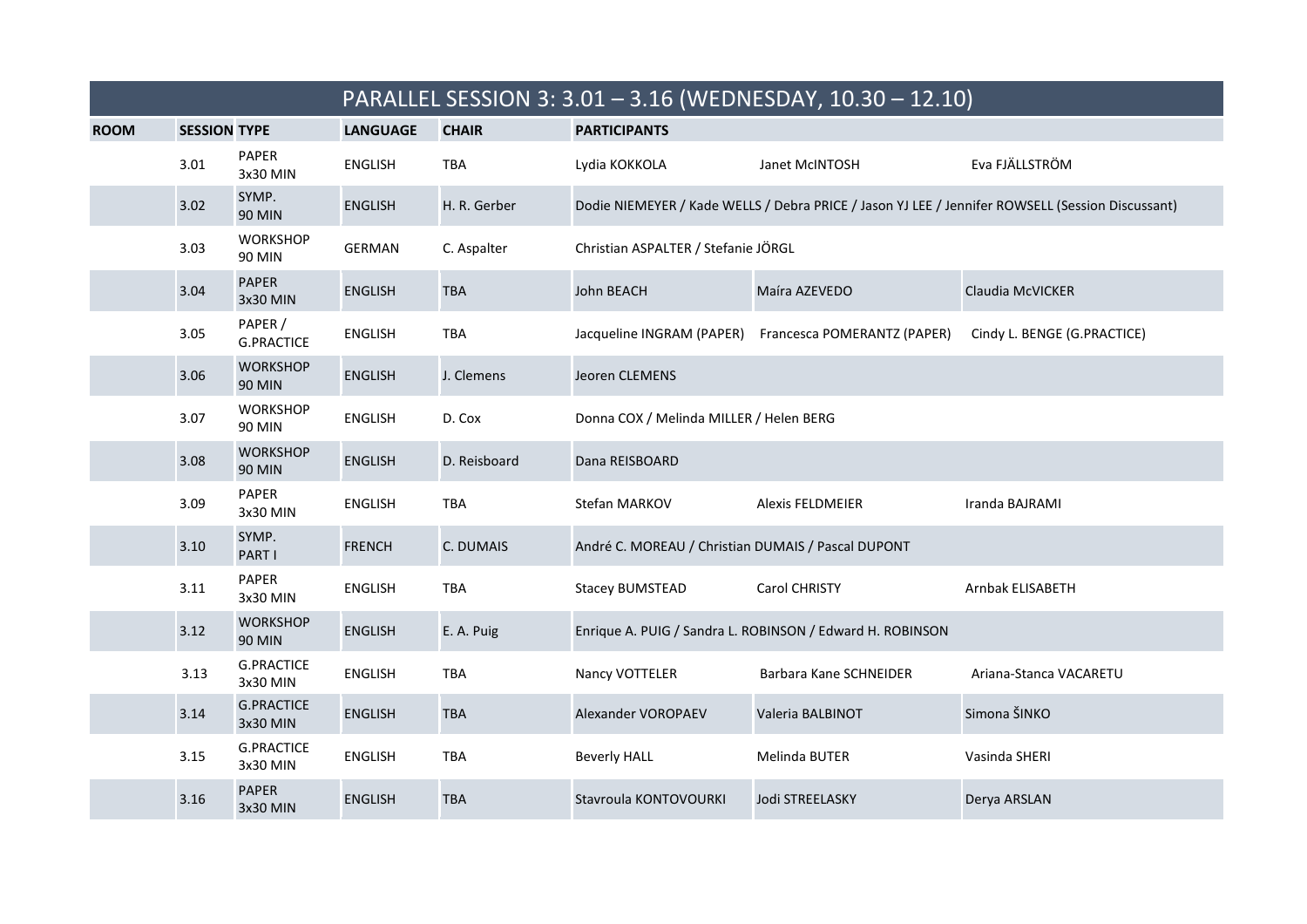# PARALLEL SESSION 3: 3.01 – 3.16 (WEDNESDAY, 10.30 – 12.10)

| ROOM | SESSION | TYPE | LANGUAGE | CHAIR | PARTICIPANTS | | |
|---|---|---|---|---|---|---|---|
| | 3.01 | PAPER 3x30 MIN | ENGLISH | TBA | Lydia KOKKOLA | Janet McINTOSH | Eva FJÄLLSTRÖM |
| | 3.02 | SYMP. 90 MIN | ENGLISH | H. R. Gerber | Dodie NIEMEYER / Kade WELLS / Debra PRICE / Jason YJ LEE / Jennifer ROWSELL (Session Discussant) | | |
| | 3.03 | WORKSHOP 90 MIN | GERMAN | C. Aspalter | Christian ASPALTER / Stefanie JÖRGL | | |
| | 3.04 | PAPER 3x30 MIN | ENGLISH | TBA | John BEACH | Maíra AZEVEDO | Claudia McVICKER |
| | 3.05 | PAPER / G.PRACTICE | ENGLISH | TBA | Jacqueline INGRAM (PAPER) | Francesca POMERANTZ (PAPER) | Cindy L. BENGE (G.PRACTICE) |
| | 3.06 | WORKSHOP 90 MIN | ENGLISH | J. Clemens | Jeoren CLEMENS | | |
| | 3.07 | WORKSHOP 90 MIN | ENGLISH | D. Cox | Donna COX / Melinda MILLER / Helen BERG | | |
| | 3.08 | WORKSHOP 90 MIN | ENGLISH | D. Reisboard | Dana REISBOARD | | |
| | 3.09 | PAPER 3x30 MIN | ENGLISH | TBA | Stefan MARKOV | Alexis FELDMEIER | Iranda BAJRAMI |
| | 3.10 | SYMP. PART I | FRENCH | C. DUMAIS | André C. MOREAU / Christian DUMAIS / Pascal DUPONT | | |
| | 3.11 | PAPER 3x30 MIN | ENGLISH | TBA | Stacey BUMSTEAD | Carol CHRISTY | Arnbak ELISABETH |
| | 3.12 | WORKSHOP 90 MIN | ENGLISH | E. A. Puig | Enrique A. PUIG / Sandra L. ROBINSON / Edward H. ROBINSON | | |
| | 3.13 | G.PRACTICE 3x30 MIN | ENGLISH | TBA | Nancy VOTTELER | Barbara Kane SCHNEIDER | Ariana-Stanca VACARETU |
| | 3.14 | G.PRACTICE 3x30 MIN | ENGLISH | TBA | Alexander VOROPAEV | Valeria BALBINOT | Simona ŠINKO |
| | 3.15 | G.PRACTICE 3x30 MIN | ENGLISH | TBA | Beverly HALL | Melinda BUTER | Vasinda SHERI |
| | 3.16 | PAPER 3x30 MIN | ENGLISH | TBA | Stavroula KONTOVOURKI | Jodi STREELASKY | Derya ARSLAN |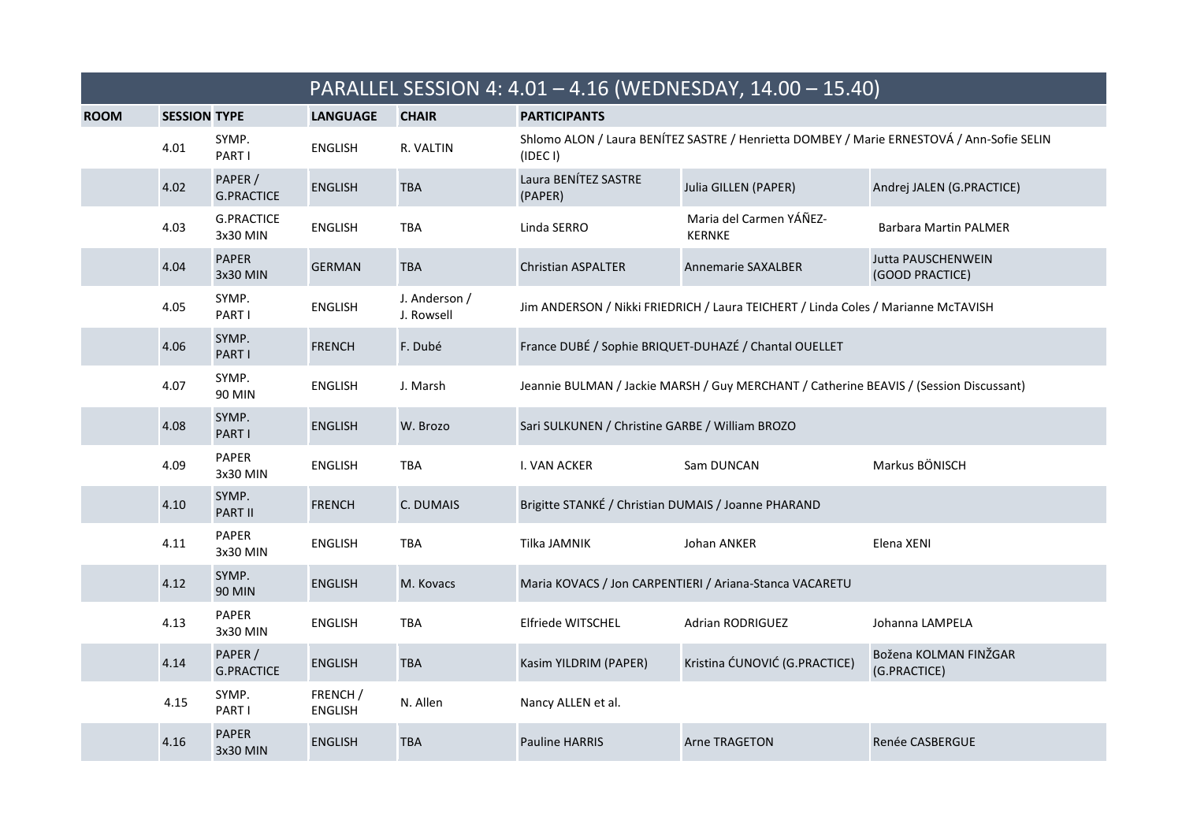## PARALLEL SESSION 4: 4.01 – 4.16 (WEDNESDAY, 14.00 – 15.40)

| ROOM | SESSION | TYPE | LANGUAGE | CHAIR | PARTICIPANTS | | |
|---|---|---|---|---|---|---|---|
| | 4.01 | SYMP. PART I | ENGLISH | R. VALTIN | Shlomo ALON / Laura BENÍTEZ SASTRE / Henrietta DOMBEY / Marie ERNESTOVÁ / Ann-Sofie SELIN (IDEC I) | | |
| | 4.02 | PAPER / G.PRACTICE | ENGLISH | TBA | Laura BENÍTEZ SASTRE (PAPER) | Julia GILLEN (PAPER) | Andrej JALEN (G.PRACTICE) |
| | 4.03 | G.PRACTICE 3x30 MIN | ENGLISH | TBA | Linda SERRO | Maria del Carmen YÁÑEZ-KERNKE | Barbara Martin PALMER |
| | 4.04 | PAPER 3x30 MIN | GERMAN | TBA | Christian ASPALTER | Annemarie SAXALBER | Jutta PAUSCHENWEIN (GOOD PRACTICE) |
| | 4.05 | SYMP. PART I | ENGLISH | J. Anderson / J. Rowsell | Jim ANDERSON / Nikki FRIEDRICH / Laura TEICHERT / Linda Coles / Marianne McTAVISH | | |
| | 4.06 | SYMP. PART I | FRENCH | F. Dubé | France DUBÉ / Sophie BRIQUET-DUHAZÉ / Chantal OUELLET | | |
| | 4.07 | SYMP. 90 MIN | ENGLISH | J. Marsh | Jeannie BULMAN / Jackie MARSH / Guy MERCHANT / Catherine BEAVIS / (Session Discussant) | | |
| | 4.08 | SYMP. PART I | ENGLISH | W. Brozo | Sari SULKUNEN / Christine GARBE / William BROZO | | |
| | 4.09 | PAPER 3x30 MIN | ENGLISH | TBA | I. VAN ACKER | Sam DUNCAN | Markus BÖNISCH |
| | 4.10 | SYMP. PART II | FRENCH | C. DUMAIS | Brigitte STANKÉ / Christian DUMAIS / Joanne PHARAND | | |
| | 4.11 | PAPER 3x30 MIN | ENGLISH | TBA | Tilka JAMNIK | Johan ANKER | Elena XENI |
| | 4.12 | SYMP. 90 MIN | ENGLISH | M. Kovacs | Maria KOVACS / Jon CARPENTIERI / Ariana-Stanca VACARETU | | |
| | 4.13 | PAPER 3x30 MIN | ENGLISH | TBA | Elfriede WITSCHEL | Adrian RODRIGUEZ | Johanna LAMPELA |
| | 4.14 | PAPER / G.PRACTICE | ENGLISH | TBA | Kasim YILDRIM (PAPER) | Kristina ĆUNOVIĆ (G.PRACTICE) | Božena KOLMAN FINŽGAR (G.PRACTICE) |
| | 4.15 | SYMP. PART I | FRENCH / ENGLISH | N. Allen | Nancy ALLEN et al. | | |
| | 4.16 | PAPER 3x30 MIN | ENGLISH | TBA | Pauline HARRIS | Arne TRAGETON | Renée CASBERGUE |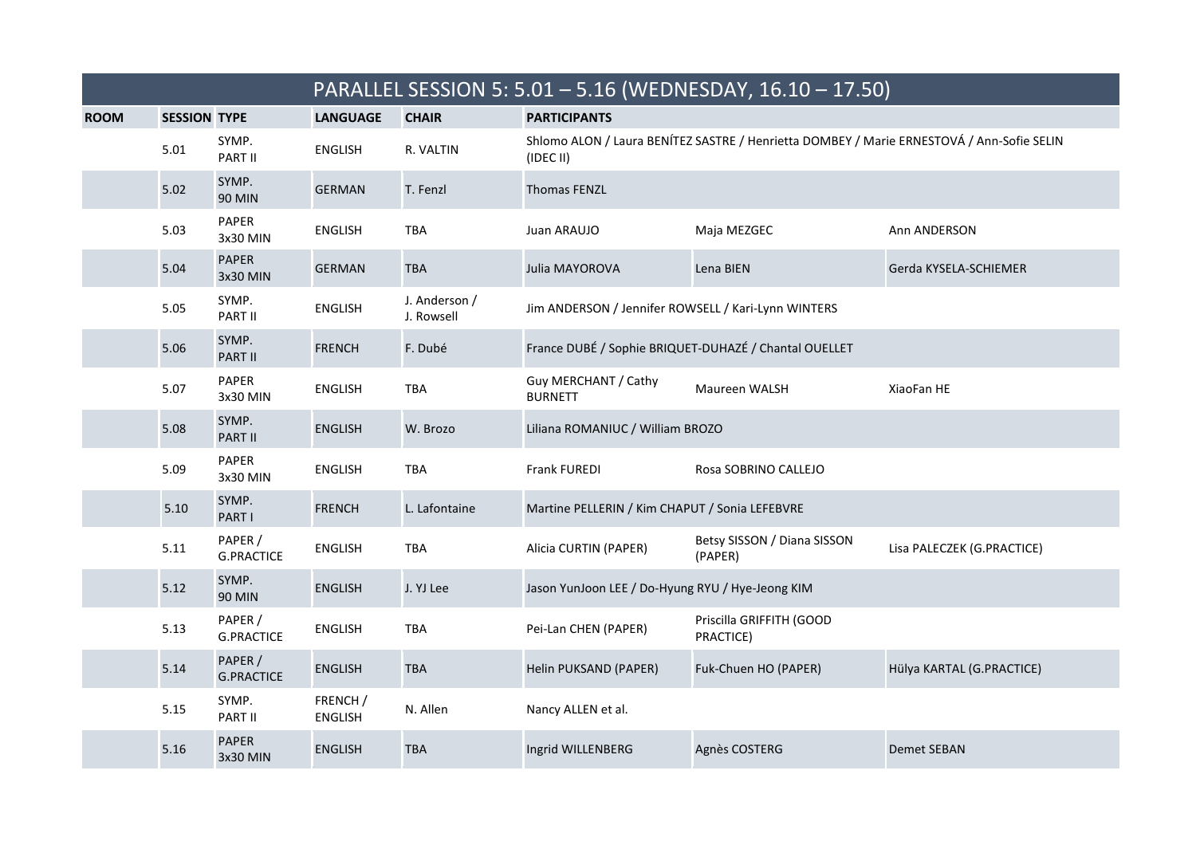| PARALLEL SESSION 5: 5.01 – 5.16 (WEDNESDAY, 16.10 – 17.50) | | | | | | | |
|---|---|---|---|---|---|---|---|
| **ROOM** | **SESSION** | **TYPE** | **LANGUAGE** | **CHAIR** | **PARTICIPANTS** | | |
| | 5.01 | SYMP. PART II | ENGLISH | R. VALTIN | Shlomo ALON / Laura BENÍTEZ SASTRE / Henrietta DOMBEY / Marie ERNESTOVÁ / Ann-Sofie SELIN (IDEC II) | | |
| | 5.02 | SYMP. 90 MIN | GERMAN | T. Fenzl | Thomas FENZL | | |
| | 5.03 | PAPER 3x30 MIN | ENGLISH | TBA | Juan ARAUJO | Maja MEZGEC | Ann ANDERSON |
| | 5.04 | PAPER 3x30 MIN | GERMAN | TBA | Julia MAYOROVA | Lena BIEN | Gerda KYSELA-SCHIEMER |
| | 5.05 | SYMP. PART II | ENGLISH | J. Anderson / J. Rowsell | Jim ANDERSON / Jennifer ROWSELL / Kari-Lynn WINTERS | | |
| | 5.06 | SYMP. PART II | FRENCH | F. Dubé | France DUBÉ / Sophie BRIQUET-DUHAZÉ / Chantal OUELLET | | |
| | 5.07 | PAPER 3x30 MIN | ENGLISH | TBA | Guy MERCHANT / Cathy BURNETT | Maureen WALSH | XiaoFan HE |
| | 5.08 | SYMP. PART II | ENGLISH | W. Brozo | Liliana ROMANIUC / William BROZO | | |
| | 5.09 | PAPER 3x30 MIN | ENGLISH | TBA | Frank FUREDI | Rosa SOBRINO CALLEJO | |
| | 5.10 | SYMP. PART I | FRENCH | L. Lafontaine | Martine PELLERIN / Kim CHAPUT / Sonia LEFEBVRE | | |
| | 5.11 | PAPER / G.PRACTICE | ENGLISH | TBA | Alicia CURTIN (PAPER) | Betsy SISSON / Diana SISSON (PAPER) | Lisa PALECZEK (G.PRACTICE) |
| | 5.12 | SYMP. 90 MIN | ENGLISH | J. YJ Lee | Jason YunJoon LEE / Do-Hyung RYU / Hye-Jeong KIM | | |
| | 5.13 | PAPER / G.PRACTICE | ENGLISH | TBA | Pei-Lan CHEN (PAPER) | Priscilla GRIFFITH (GOOD PRACTICE) | |
| | 5.14 | PAPER / G.PRACTICE | ENGLISH | TBA | Helin PUKSAND (PAPER) | Fuk-Chuen HO (PAPER) | Hülya KARTAL (G.PRACTICE) |
| | 5.15 | SYMP. PART II | FRENCH / ENGLISH | N. Allen | Nancy ALLEN et al. | | |
| | 5.16 | PAPER 3x30 MIN | ENGLISH | TBA | Ingrid WILLENBERG | Agnès COSTERG | Demet SEBAN |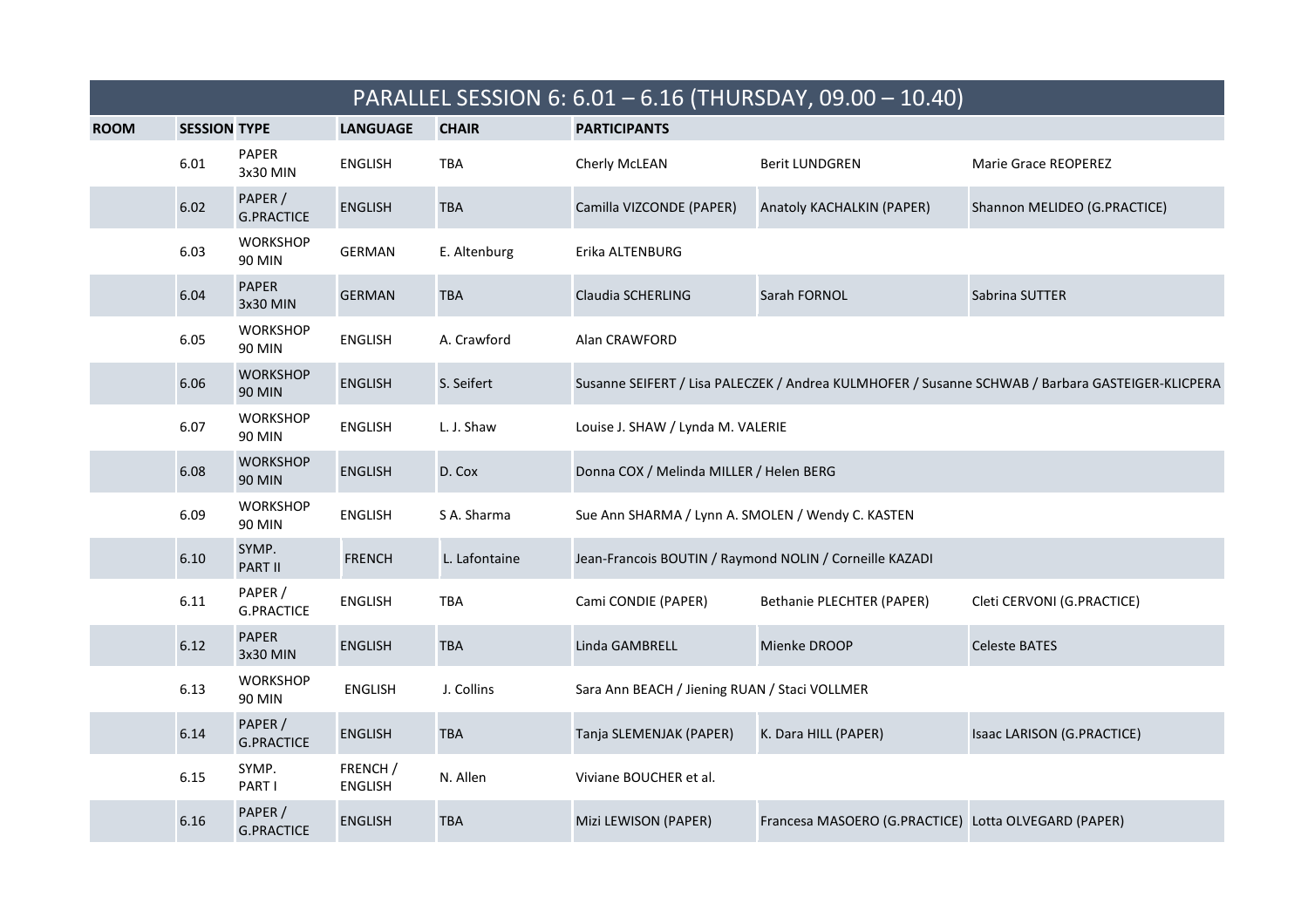# PARALLEL SESSION 6: 6.01 – 6.16 (THURSDAY, 09.00 – 10.40)

| ROOM | SESSION | TYPE | LANGUAGE | CHAIR | PARTICIPANTS | | |
|---|---|---|---|---|---|---|---|
| | 6.01 | PAPER 3x30 MIN | ENGLISH | TBA | Cherly McLEAN | Berit LUNDGREN | Marie Grace REOPEREZ |
| | 6.02 | PAPER / G.PRACTICE | ENGLISH | TBA | Camilla VIZCONDE (PAPER) | Anatoly KACHALKIN (PAPER) | Shannon MELIDEO (G.PRACTICE) |
| | 6.03 | WORKSHOP 90 MIN | GERMAN | E. Altenburg | Erika ALTENBURG | | |
| | 6.04 | PAPER 3x30 MIN | GERMAN | TBA | Claudia SCHERLING | Sarah FORNOL | Sabrina SUTTER |
| | 6.05 | WORKSHOP 90 MIN | ENGLISH | A. Crawford | Alan CRAWFORD | | |
| | 6.06 | WORKSHOP 90 MIN | ENGLISH | S. Seifert | Susanne SEIFERT / Lisa PALECZEK / Andrea KULMHOFER / Susanne SCHWAB / Barbara GASTEIGER-KLICPERA | | |
| | 6.07 | WORKSHOP 90 MIN | ENGLISH | L. J. Shaw | Louise J. SHAW / Lynda M. VALERIE | | |
| | 6.08 | WORKSHOP 90 MIN | ENGLISH | D. Cox | Donna COX / Melinda MILLER / Helen BERG | | |
| | 6.09 | WORKSHOP 90 MIN | ENGLISH | S A. Sharma | Sue Ann SHARMA / Lynn A. SMOLEN / Wendy C. KASTEN | | |
| | 6.10 | SYMP. PART II | FRENCH | L. Lafontaine | Jean-Francois BOUTIN / Raymond NOLIN / Corneille KAZADI | | |
| | 6.11 | PAPER / G.PRACTICE | ENGLISH | TBA | Cami CONDIE (PAPER) | Bethanie PLECHTER (PAPER) | Cleti CERVONI (G.PRACTICE) |
| | 6.12 | PAPER 3x30 MIN | ENGLISH | TBA | Linda GAMBRELL | Mienke DROOP | Celeste BATES |
| | 6.13 | WORKSHOP 90 MIN | ENGLISH | J. Collins | Sara Ann BEACH / Jiening RUAN / Staci VOLLMER | | |
| | 6.14 | PAPER / G.PRACTICE | ENGLISH | TBA | Tanja SLEMENJAK (PAPER) | K. Dara HILL (PAPER) | Isaac LARISON (G.PRACTICE) |
| | 6.15 | SYMP. PART I | FRENCH / ENGLISH | N. Allen | Viviane BOUCHER et al. | | |
| | 6.16 | PAPER / G.PRACTICE | ENGLISH | TBA | Mizi LEWISON (PAPER) | Francesa MASOERO (G.PRACTICE) | Lotta OLVEGARD (PAPER) |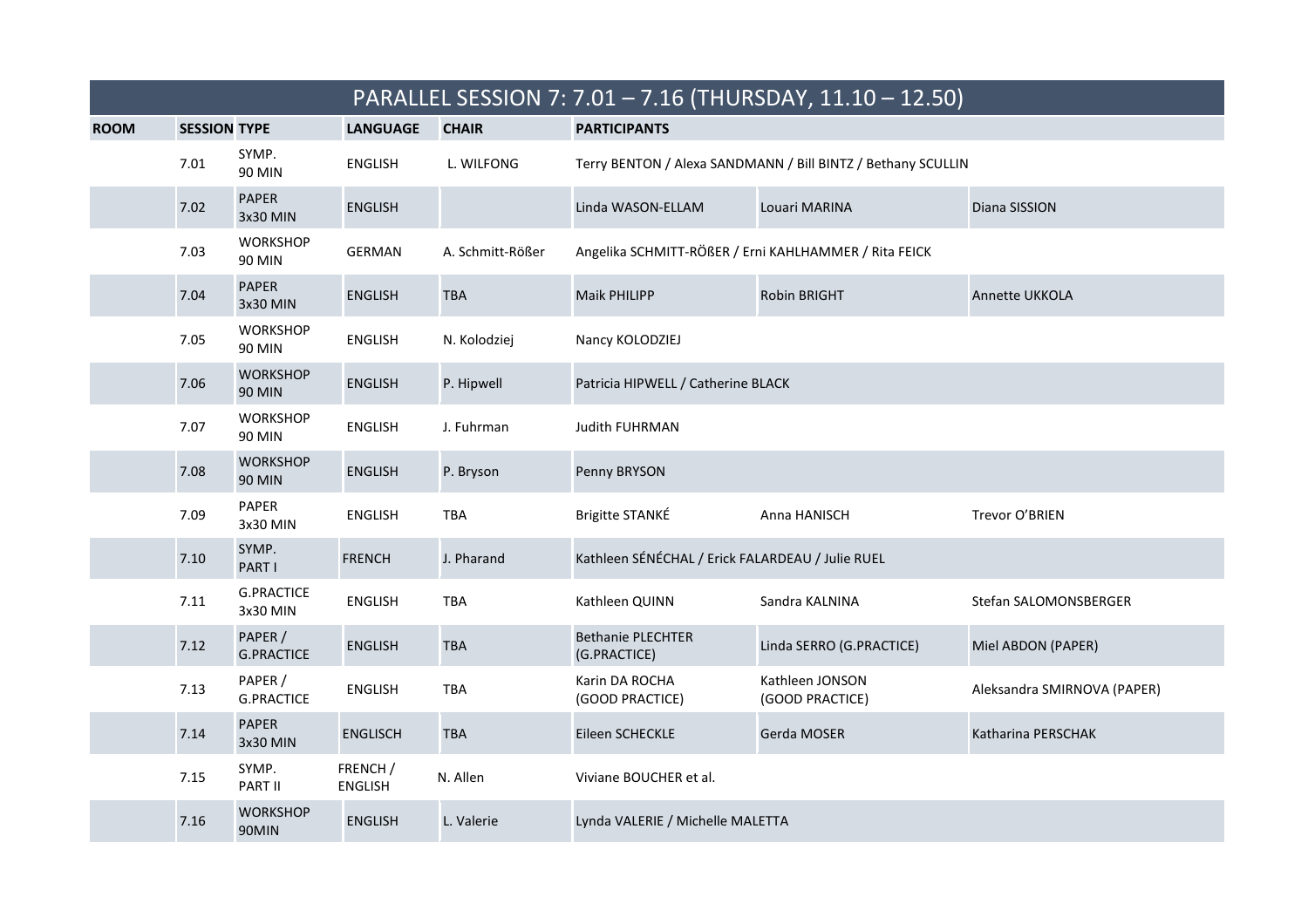| PARALLEL SESSION 7: 7.01 – 7.16 (THURSDAY, 11.10 – 12.50) | | | | | | | |
|---|---|---|---|---|---|---|---|
| **ROOM** | **SESSION** | **TYPE** | **LANGUAGE** | **CHAIR** | **PARTICIPANTS** | | |
| | 7.01 | SYMP. 90 MIN | ENGLISH | L. WILFONG | Terry BENTON / Alexa SANDMANN / Bill BINTZ / Bethany SCULLIN | | |
| | 7.02 | PAPER 3x30 MIN | ENGLISH | | Linda WASON-ELLAM | Louari MARINA | Diana SISSION |
| | 7.03 | WORKSHOP 90 MIN | GERMAN | A. Schmitt-Rößer | Angelika SCHMITT-RÖßER / Erni KAHLHAMMER / Rita FEICK | | |
| | 7.04 | PAPER 3x30 MIN | ENGLISH | TBA | Maik PHILIPP | Robin BRIGHT | Annette UKKOLA |
| | 7.05 | WORKSHOP 90 MIN | ENGLISH | N. Kolodziej | Nancy KOLODZIEJ | | |
| | 7.06 | WORKSHOP 90 MIN | ENGLISH | P. Hipwell | Patricia HIPWELL / Catherine BLACK | | |
| | 7.07 | WORKSHOP 90 MIN | ENGLISH | J. Fuhrman | Judith FUHRMAN | | |
| | 7.08 | WORKSHOP 90 MIN | ENGLISH | P. Bryson | Penny BRYSON | | |
| | 7.09 | PAPER 3x30 MIN | ENGLISH | TBA | Brigitte STANKÉ | Anna HANISCH | Trevor O'BRIEN |
| | 7.10 | SYMP. PART I | FRENCH | J. Pharand | Kathleen SÉNÉCHAL / Erick FALARDEAU / Julie RUEL | | |
| | 7.11 | G.PRACTICE 3x30 MIN | ENGLISH | TBA | Kathleen QUINN | Sandra KALNINA | Stefan SALOMONSBERGER |
| | 7.12 | PAPER / G.PRACTICE | ENGLISH | TBA | Bethanie PLECHTER (G.PRACTICE) | Linda SERRO (G.PRACTICE) | Miel ABDON (PAPER) |
| | 7.13 | PAPER / G.PRACTICE | ENGLISH | TBA | Karin DA ROCHA (GOOD PRACTICE) | Kathleen JONSON (GOOD PRACTICE) | Aleksandra SMIRNOVA (PAPER) |
| | 7.14 | PAPER 3x30 MIN | ENGLISCH | TBA | Eileen SCHECKLE | Gerda MOSER | Katharina PERSCHAK |
| | 7.15 | SYMP. PART II | FRENCH / ENGLISH | N. Allen | Viviane BOUCHER et al. | | |
| | 7.16 | WORKSHOP 90MIN | ENGLISH | L. Valerie | Lynda VALERIE / Michelle MALETTA | | |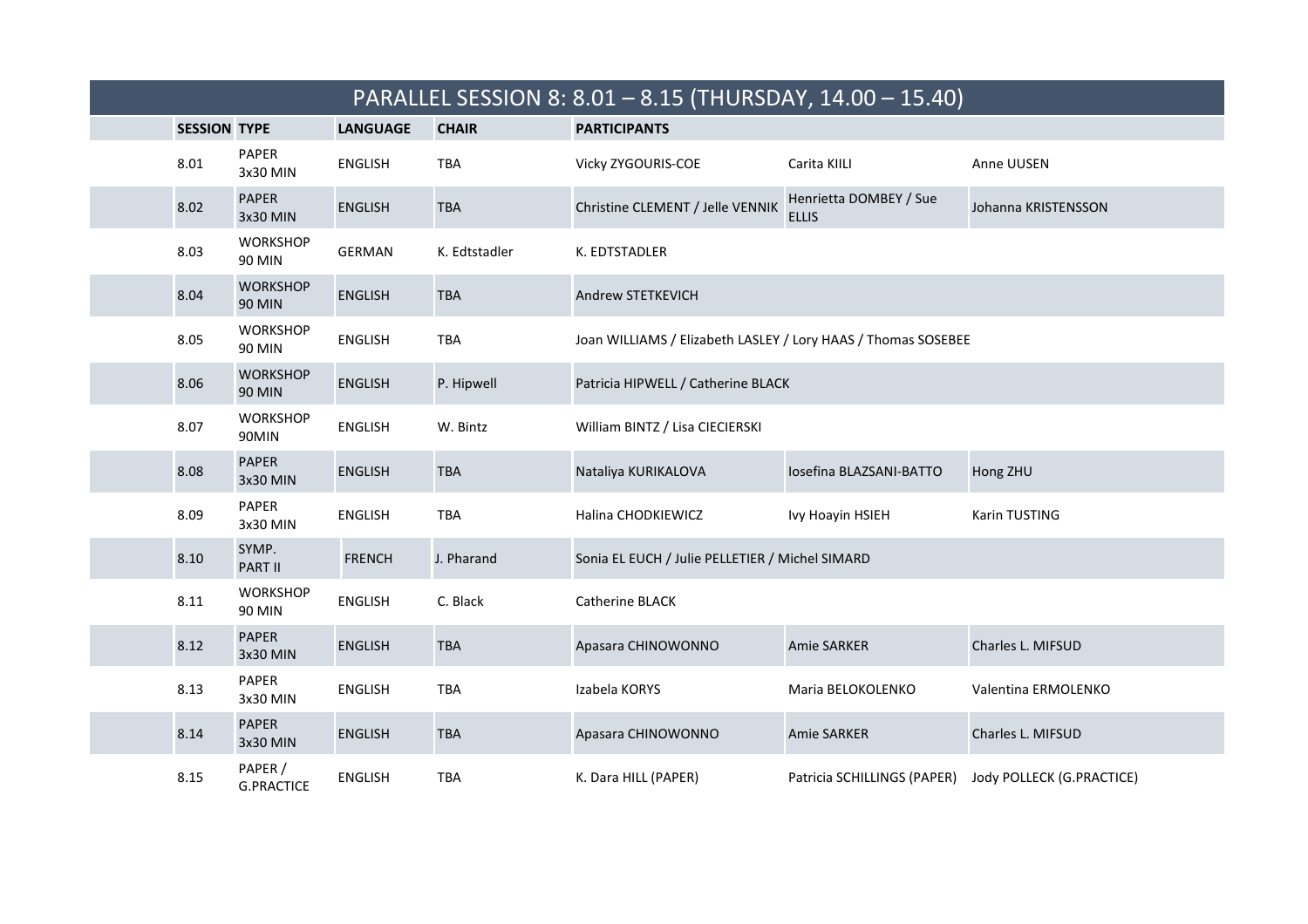# PARALLEL SESSION 8: 8.01 – 8.15 (THURSDAY, 14.00 – 15.40)

| SESSION | TYPE | LANGUAGE | CHAIR | PARTICIPANTS | | |
|---|---|---|---|---|---|---|
| 8.01 | PAPER 3x30 MIN | ENGLISH | TBA | Vicky ZYGOURIS-COE | Carita KIILI | Anne UUSEN |
| 8.02 | PAPER 3x30 MIN | ENGLISH | TBA | Christine CLEMENT / Jelle VENNIK | Henrietta DOMBEY / Sue ELLIS | Johanna KRISTENSSON |
| 8.03 | WORKSHOP 90 MIN | GERMAN | K. Edtstadler | K. EDTSTADLER | | |
| 8.04 | WORKSHOP 90 MIN | ENGLISH | TBA | Andrew STETKEVICH | | |
| 8.05 | WORKSHOP 90 MIN | ENGLISH | TBA | Joan WILLIAMS / Elizabeth LASLEY / Lory HAAS / Thomas SOSEBEE | | |
| 8.06 | WORKSHOP 90 MIN | ENGLISH | P. Hipwell | Patricia HIPWELL / Catherine BLACK | | |
| 8.07 | WORKSHOP 90MIN | ENGLISH | W. Bintz | William BINTZ / Lisa CIECIERSKI | | |
| 8.08 | PAPER 3x30 MIN | ENGLISH | TBA | Nataliya KURIKALOVA | Iosefina BLAZSANI-BATTO | Hong ZHU |
| 8.09 | PAPER 3x30 MIN | ENGLISH | TBA | Halina CHODKIEWICZ | Ivy Hoayin HSIEH | Karin TUSTING |
| 8.10 | SYMP. PART II | FRENCH | J. Pharand | Sonia EL EUCH / Julie PELLETIER / Michel SIMARD | | |
| 8.11 | WORKSHOP 90 MIN | ENGLISH | C. Black | Catherine BLACK | | |
| 8.12 | PAPER 3x30 MIN | ENGLISH | TBA | Apasara CHINOWONNO | Amie SARKER | Charles L. MIFSUD |
| 8.13 | PAPER 3x30 MIN | ENGLISH | TBA | Izabela KORYS | Maria BELOKOLENKO | Valentina ERMOLENKO |
| 8.14 | PAPER 3x30 MIN | ENGLISH | TBA | Apasara CHINOWONNO | Amie SARKER | Charles L. MIFSUD |
| 8.15 | PAPER / G.PRACTICE | ENGLISH | TBA | K. Dara HILL (PAPER) | Patricia SCHILLINGS (PAPER) | Jody POLLECK (G.PRACTICE) |